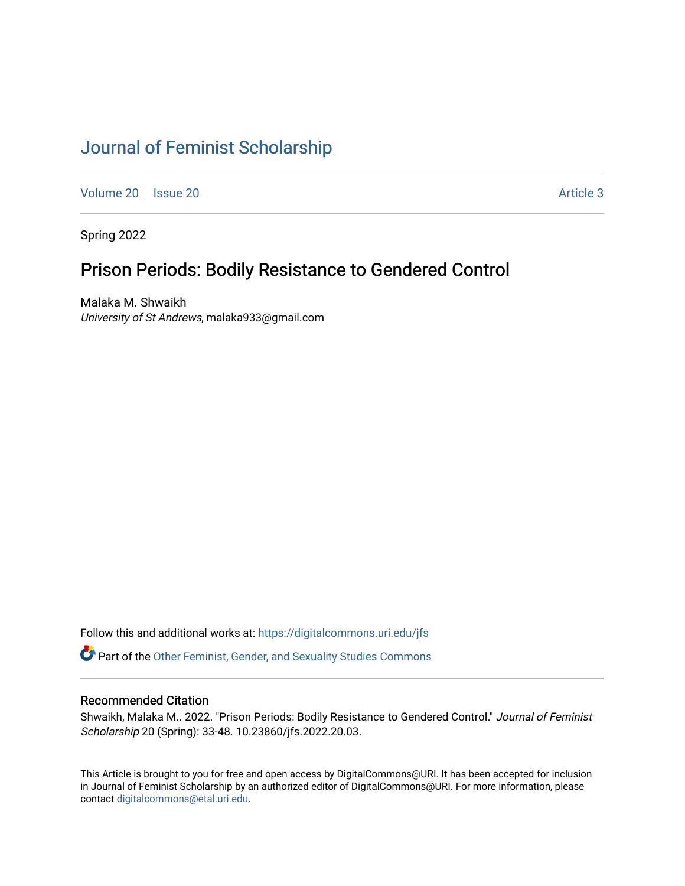# Journal of Feminist Scholarship

Volume 20 | Issue 20 Article 3

Spring 2022

## Prison Periods: Bodily Resistance to Gendered Control

Malaka M. Shwaikh
*University of St Andrews*, malaka933@gmail.com

Follow this and additional works at: https://digitalcommons.uri.edu/jfs

Part of the Other Feminist, Gender, and Sexuality Studies Commons

### Recommended Citation

Shwaikh, Malaka M.. 2022. "Prison Periods: Bodily Resistance to Gendered Control." *Journal of Feminist Scholarship* 20 (Spring): 33-48. 10.23860/jfs.2022.20.03.

This Article is brought to you for free and open access by DigitalCommons@URI. It has been accepted for inclusion in Journal of Feminist Scholarship by an authorized editor of DigitalCommons@URI. For more information, please contact digitalcommons@etal.uri.edu.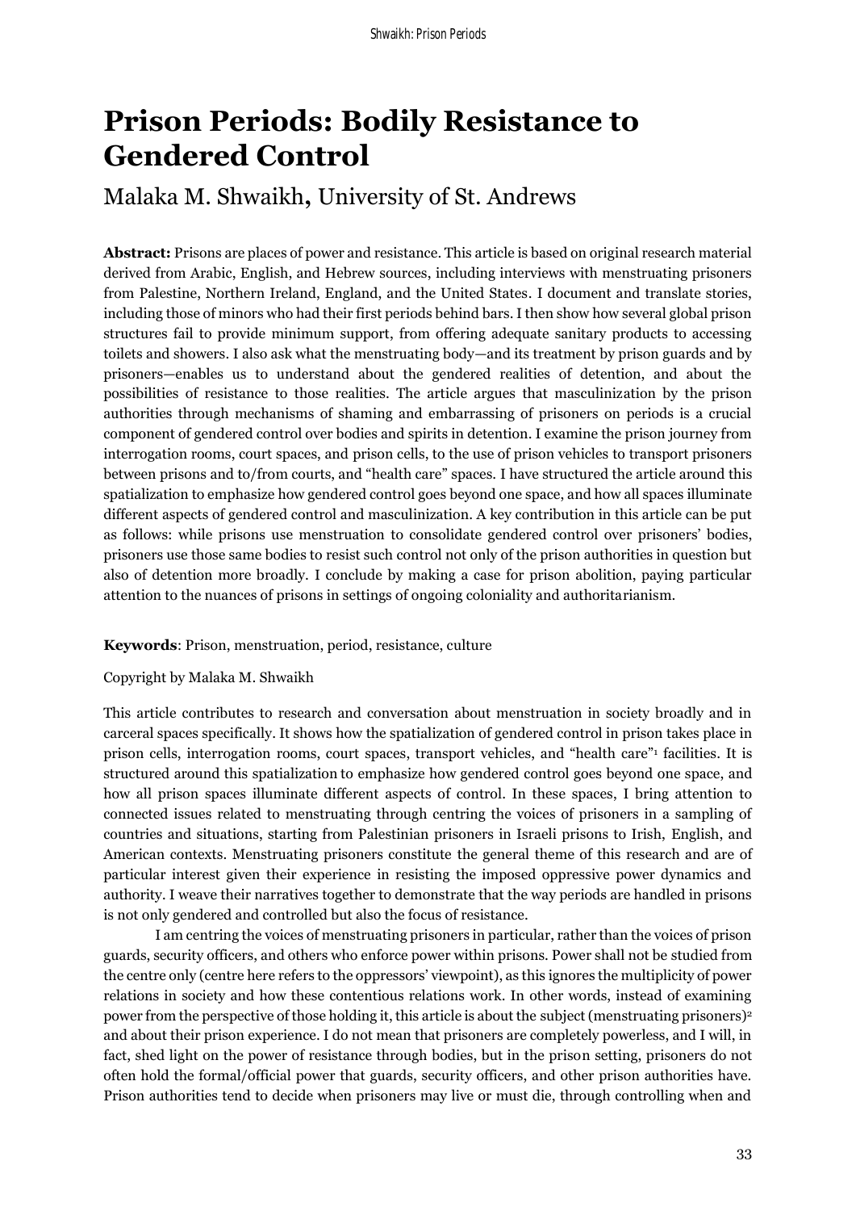# Prison Periods: Bodily Resistance to Gendered Control

## Malaka M. Shwaikh, University of St. Andrews

**Abstract:** Prisons are places of power and resistance. This article is based on original research material derived from Arabic, English, and Hebrew sources, including interviews with menstruating prisoners from Palestine, Northern Ireland, England, and the United States. I document and translate stories, including those of minors who had their first periods behind bars. I then show how several global prison structures fail to provide minimum support, from offering adequate sanitary products to accessing toilets and showers. I also ask what the menstruating body—and its treatment by prison guards and by prisoners—enables us to understand about the gendered realities of detention, and about the possibilities of resistance to those realities. The article argues that masculinization by the prison authorities through mechanisms of shaming and embarrassing of prisoners on periods is a crucial component of gendered control over bodies and spirits in detention. I examine the prison journey from interrogation rooms, court spaces, and prison cells, to the use of prison vehicles to transport prisoners between prisons and to/from courts, and "health care" spaces. I have structured the article around this spatialization to emphasize how gendered control goes beyond one space, and how all spaces illuminate different aspects of gendered control and masculinization. A key contribution in this article can be put as follows: while prisons use menstruation to consolidate gendered control over prisoners' bodies, prisoners use those same bodies to resist such control not only of the prison authorities in question but also of detention more broadly. I conclude by making a case for prison abolition, paying particular attention to the nuances of prisons in settings of ongoing coloniality and authoritarianism.

**Keywords**: Prison, menstruation, period, resistance, culture

Copyright by Malaka M. Shwaikh

This article contributes to research and conversation about menstruation in society broadly and in carceral spaces specifically. It shows how the spatialization of gendered control in prison takes place in prison cells, interrogation rooms, court spaces, transport vehicles, and "health care"[1] facilities. It is structured around this spatialization to emphasize how gendered control goes beyond one space, and how all prison spaces illuminate different aspects of control. In these spaces, I bring attention to connected issues related to menstruating through centring the voices of prisoners in a sampling of countries and situations, starting from Palestinian prisoners in Israeli prisons to Irish, English, and American contexts. Menstruating prisoners constitute the general theme of this research and are of particular interest given their experience in resisting the imposed oppressive power dynamics and authority. I weave their narratives together to demonstrate that the way periods are handled in prisons is not only gendered and controlled but also the focus of resistance.

I am centring the voices of menstruating prisoners in particular, rather than the voices of prison guards, security officers, and others who enforce power within prisons. Power shall not be studied from the centre only (centre here refers to the oppressors' viewpoint), as this ignores the multiplicity of power relations in society and how these contentious relations work. In other words, instead of examining power from the perspective of those holding it, this article is about the subject (menstruating prisoners)[2] and about their prison experience. I do not mean that prisoners are completely powerless, and I will, in fact, shed light on the power of resistance through bodies, but in the prison setting, prisoners do not often hold the formal/official power that guards, security officers, and other prison authorities have. Prison authorities tend to decide when prisoners may live or must die, through controlling when and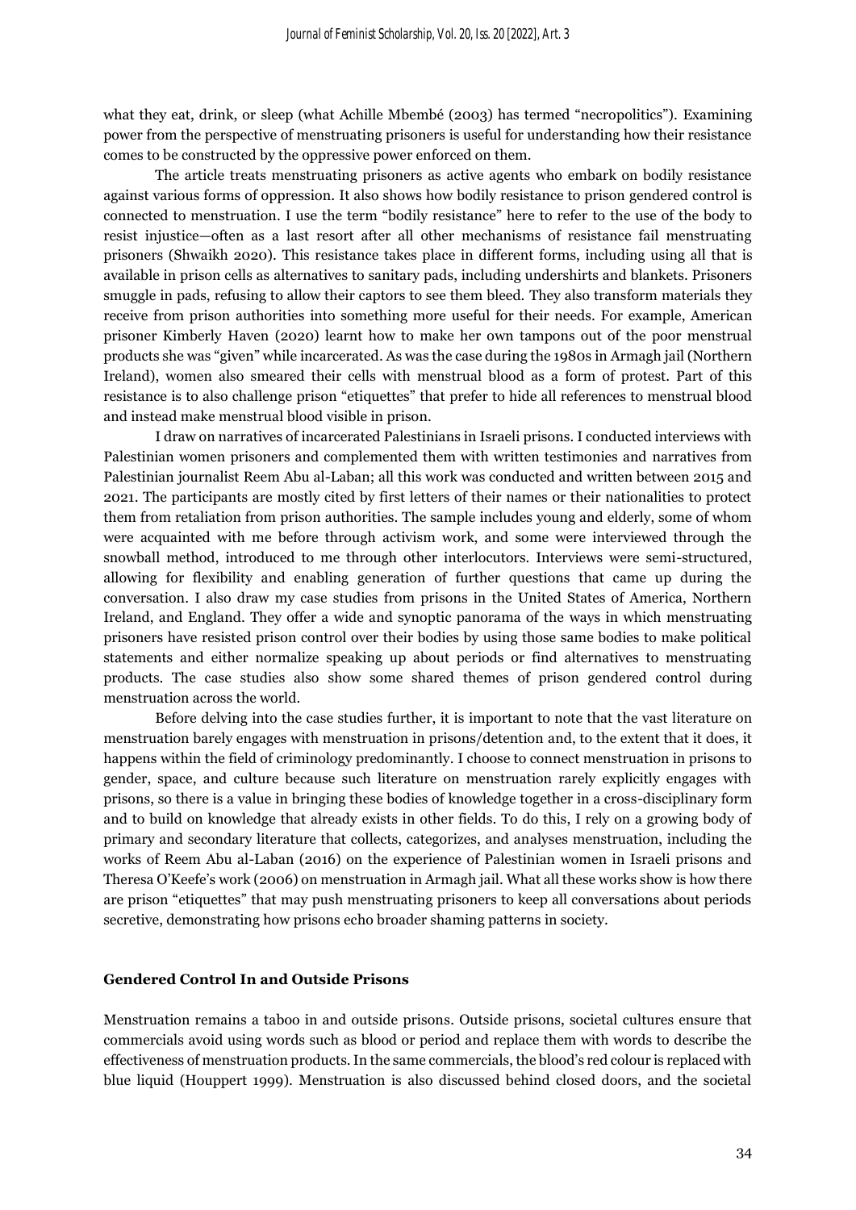what they eat, drink, or sleep (what Achille Mbembé (2003) has termed "necropolitics"). Examining power from the perspective of menstruating prisoners is useful for understanding how their resistance comes to be constructed by the oppressive power enforced on them.

The article treats menstruating prisoners as active agents who embark on bodily resistance against various forms of oppression. It also shows how bodily resistance to prison gendered control is connected to menstruation. I use the term "bodily resistance" here to refer to the use of the body to resist injustice—often as a last resort after all other mechanisms of resistance fail menstruating prisoners (Shwaikh 2020). This resistance takes place in different forms, including using all that is available in prison cells as alternatives to sanitary pads, including undershirts and blankets. Prisoners smuggle in pads, refusing to allow their captors to see them bleed. They also transform materials they receive from prison authorities into something more useful for their needs. For example, American prisoner Kimberly Haven (2020) learnt how to make her own tampons out of the poor menstrual products she was "given" while incarcerated. As was the case during the 1980s in Armagh jail (Northern Ireland), women also smeared their cells with menstrual blood as a form of protest. Part of this resistance is to also challenge prison "etiquettes" that prefer to hide all references to menstrual blood and instead make menstrual blood visible in prison.

I draw on narratives of incarcerated Palestinians in Israeli prisons. I conducted interviews with Palestinian women prisoners and complemented them with written testimonies and narratives from Palestinian journalist Reem Abu al-Laban; all this work was conducted and written between 2015 and 2021. The participants are mostly cited by first letters of their names or their nationalities to protect them from retaliation from prison authorities. The sample includes young and elderly, some of whom were acquainted with me before through activism work, and some were interviewed through the snowball method, introduced to me through other interlocutors. Interviews were semi-structured, allowing for flexibility and enabling generation of further questions that came up during the conversation. I also draw my case studies from prisons in the United States of America, Northern Ireland, and England. They offer a wide and synoptic panorama of the ways in which menstruating prisoners have resisted prison control over their bodies by using those same bodies to make political statements and either normalize speaking up about periods or find alternatives to menstruating products. The case studies also show some shared themes of prison gendered control during menstruation across the world.

Before delving into the case studies further, it is important to note that the vast literature on menstruation barely engages with menstruation in prisons/detention and, to the extent that it does, it happens within the field of criminology predominantly. I choose to connect menstruation in prisons to gender, space, and culture because such literature on menstruation rarely explicitly engages with prisons, so there is a value in bringing these bodies of knowledge together in a cross-disciplinary form and to build on knowledge that already exists in other fields. To do this, I rely on a growing body of primary and secondary literature that collects, categorizes, and analyses menstruation, including the works of Reem Abu al-Laban (2016) on the experience of Palestinian women in Israeli prisons and Theresa O'Keefe's work (2006) on menstruation in Armagh jail. What all these works show is how there are prison "etiquettes" that may push menstruating prisoners to keep all conversations about periods secretive, demonstrating how prisons echo broader shaming patterns in society.

## Gendered Control In and Outside Prisons

Menstruation remains a taboo in and outside prisons. Outside prisons, societal cultures ensure that commercials avoid using words such as blood or period and replace them with words to describe the effectiveness of menstruation products. In the same commercials, the blood's red colour is replaced with blue liquid (Houppert 1999). Menstruation is also discussed behind closed doors, and the societal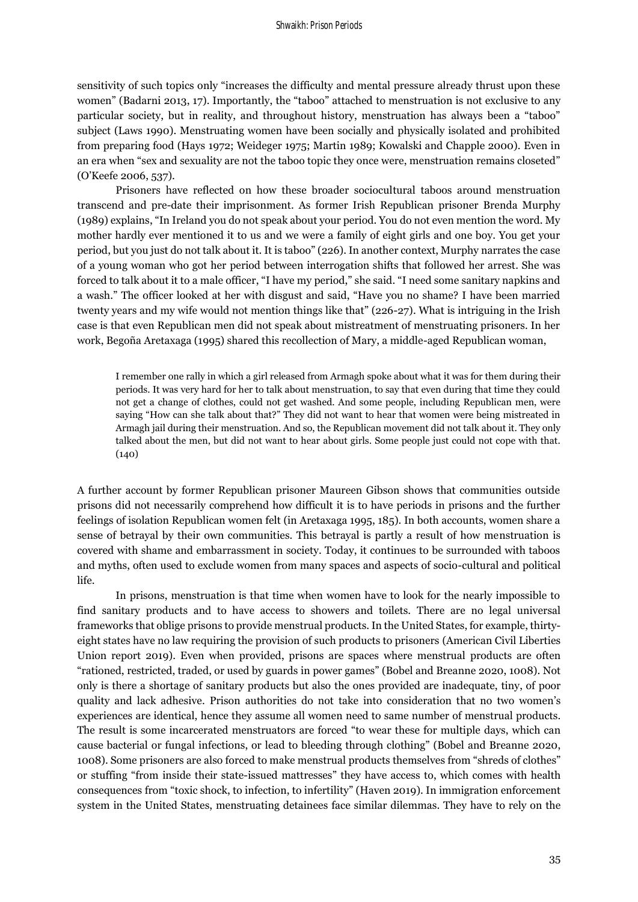sensitivity of such topics only "increases the difficulty and mental pressure already thrust upon these women" (Badarni 2013, 17). Importantly, the "taboo" attached to menstruation is not exclusive to any particular society, but in reality, and throughout history, menstruation has always been a "taboo" subject (Laws 1990). Menstruating women have been socially and physically isolated and prohibited from preparing food (Hays 1972; Weideger 1975; Martin 1989; Kowalski and Chapple 2000). Even in an era when "sex and sexuality are not the taboo topic they once were, menstruation remains closeted" (O'Keefe 2006, 537).

Prisoners have reflected on how these broader sociocultural taboos around menstruation transcend and pre-date their imprisonment. As former Irish Republican prisoner Brenda Murphy (1989) explains, "In Ireland you do not speak about your period. You do not even mention the word. My mother hardly ever mentioned it to us and we were a family of eight girls and one boy. You get your period, but you just do not talk about it. It is taboo" (226). In another context, Murphy narrates the case of a young woman who got her period between interrogation shifts that followed her arrest. She was forced to talk about it to a male officer, "I have my period," she said. "I need some sanitary napkins and a wash." The officer looked at her with disgust and said, "Have you no shame? I have been married twenty years and my wife would not mention things like that" (226-27). What is intriguing in the Irish case is that even Republican men did not speak about mistreatment of menstruating prisoners. In her work, Begoña Aretaxaga (1995) shared this recollection of Mary, a middle-aged Republican woman,

> I remember one rally in which a girl released from Armagh spoke about what it was for them during their periods. It was very hard for her to talk about menstruation, to say that even during that time they could not get a change of clothes, could not get washed. And some people, including Republican men, were saying "How can she talk about that?" They did not want to hear that women were being mistreated in Armagh jail during their menstruation. And so, the Republican movement did not talk about it. They only talked about the men, but did not want to hear about girls. Some people just could not cope with that. (140)

A further account by former Republican prisoner Maureen Gibson shows that communities outside prisons did not necessarily comprehend how difficult it is to have periods in prisons and the further feelings of isolation Republican women felt (in Aretaxaga 1995, 185). In both accounts, women share a sense of betrayal by their own communities. This betrayal is partly a result of how menstruation is covered with shame and embarrassment in society. Today, it continues to be surrounded with taboos and myths, often used to exclude women from many spaces and aspects of socio-cultural and political life.

In prisons, menstruation is that time when women have to look for the nearly impossible to find sanitary products and to have access to showers and toilets. There are no legal universal frameworks that oblige prisons to provide menstrual products. In the United States, for example, thirty-eight states have no law requiring the provision of such products to prisoners (American Civil Liberties Union report 2019). Even when provided, prisons are spaces where menstrual products are often "rationed, restricted, traded, or used by guards in power games" (Bobel and Breanne 2020, 1008). Not only is there a shortage of sanitary products but also the ones provided are inadequate, tiny, of poor quality and lack adhesive. Prison authorities do not take into consideration that no two women's experiences are identical, hence they assume all women need to same number of menstrual products. The result is some incarcerated menstruators are forced "to wear these for multiple days, which can cause bacterial or fungal infections, or lead to bleeding through clothing" (Bobel and Breanne 2020, 1008). Some prisoners are also forced to make menstrual products themselves from "shreds of clothes" or stuffing "from inside their state-issued mattresses" they have access to, which comes with health consequences from "toxic shock, to infection, to infertility" (Haven 2019). In immigration enforcement system in the United States, menstruating detainees face similar dilemmas. They have to rely on the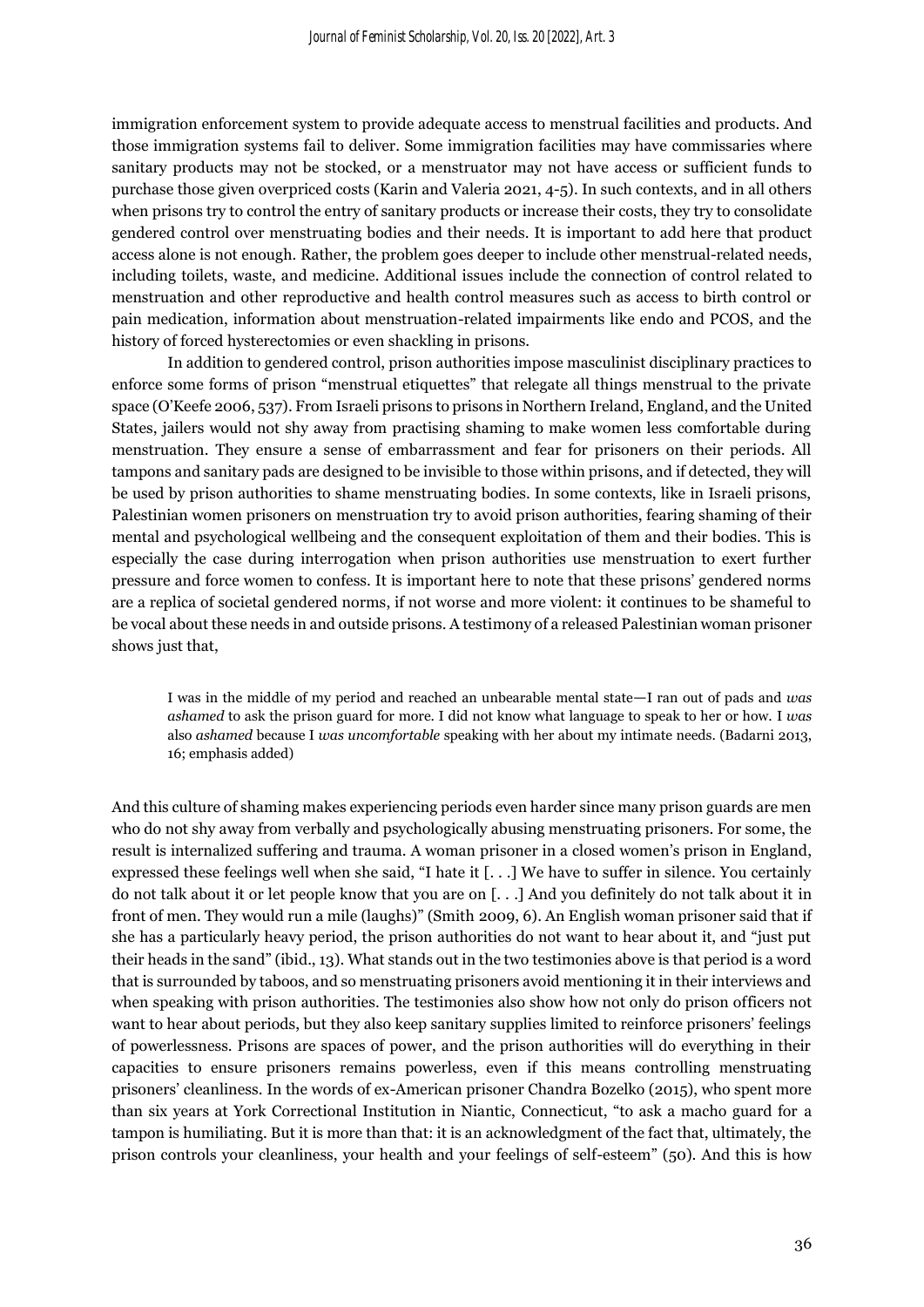immigration enforcement system to provide adequate access to menstrual facilities and products. And those immigration systems fail to deliver. Some immigration facilities may have commissaries where sanitary products may not be stocked, or a menstruator may not have access or sufficient funds to purchase those given overpriced costs (Karin and Valeria 2021, 4-5). In such contexts, and in all others when prisons try to control the entry of sanitary products or increase their costs, they try to consolidate gendered control over menstruating bodies and their needs. It is important to add here that product access alone is not enough. Rather, the problem goes deeper to include other menstrual-related needs, including toilets, waste, and medicine. Additional issues include the connection of control related to menstruation and other reproductive and health control measures such as access to birth control or pain medication, information about menstruation-related impairments like endo and PCOS, and the history of forced hysterectomies or even shackling in prisons.

In addition to gendered control, prison authorities impose masculinist disciplinary practices to enforce some forms of prison "menstrual etiquettes" that relegate all things menstrual to the private space (O'Keefe 2006, 537). From Israeli prisons to prisons in Northern Ireland, England, and the United States, jailers would not shy away from practising shaming to make women less comfortable during menstruation. They ensure a sense of embarrassment and fear for prisoners on their periods. All tampons and sanitary pads are designed to be invisible to those within prisons, and if detected, they will be used by prison authorities to shame menstruating bodies. In some contexts, like in Israeli prisons, Palestinian women prisoners on menstruation try to avoid prison authorities, fearing shaming of their mental and psychological wellbeing and the consequent exploitation of them and their bodies. This is especially the case during interrogation when prison authorities use menstruation to exert further pressure and force women to confess. It is important here to note that these prisons' gendered norms are a replica of societal gendered norms, if not worse and more violent: it continues to be shameful to be vocal about these needs in and outside prisons. A testimony of a released Palestinian woman prisoner shows just that,

> I was in the middle of my period and reached an unbearable mental state—I ran out of pads and *was ashamed* to ask the prison guard for more. I did not know what language to speak to her or how. I *was* also *ashamed* because I *was uncomfortable* speaking with her about my intimate needs. (Badarni 2013, 16; emphasis added)

And this culture of shaming makes experiencing periods even harder since many prison guards are men who do not shy away from verbally and psychologically abusing menstruating prisoners. For some, the result is internalized suffering and trauma. A woman prisoner in a closed women's prison in England, expressed these feelings well when she said, "I hate it [. . .] We have to suffer in silence. You certainly do not talk about it or let people know that you are on [. . .] And you definitely do not talk about it in front of men. They would run a mile (laughs)" (Smith 2009, 6). An English woman prisoner said that if she has a particularly heavy period, the prison authorities do not want to hear about it, and "just put their heads in the sand" (ibid., 13). What stands out in the two testimonies above is that period is a word that is surrounded by taboos, and so menstruating prisoners avoid mentioning it in their interviews and when speaking with prison authorities. The testimonies also show how not only do prison officers not want to hear about periods, but they also keep sanitary supplies limited to reinforce prisoners' feelings of powerlessness. Prisons are spaces of power, and the prison authorities will do everything in their capacities to ensure prisoners remains powerless, even if this means controlling menstruating prisoners' cleanliness. In the words of ex-American prisoner Chandra Bozelko (2015), who spent more than six years at York Correctional Institution in Niantic, Connecticut, "to ask a macho guard for a tampon is humiliating. But it is more than that: it is an acknowledgment of the fact that, ultimately, the prison controls your cleanliness, your health and your feelings of self-esteem" (50). And this is how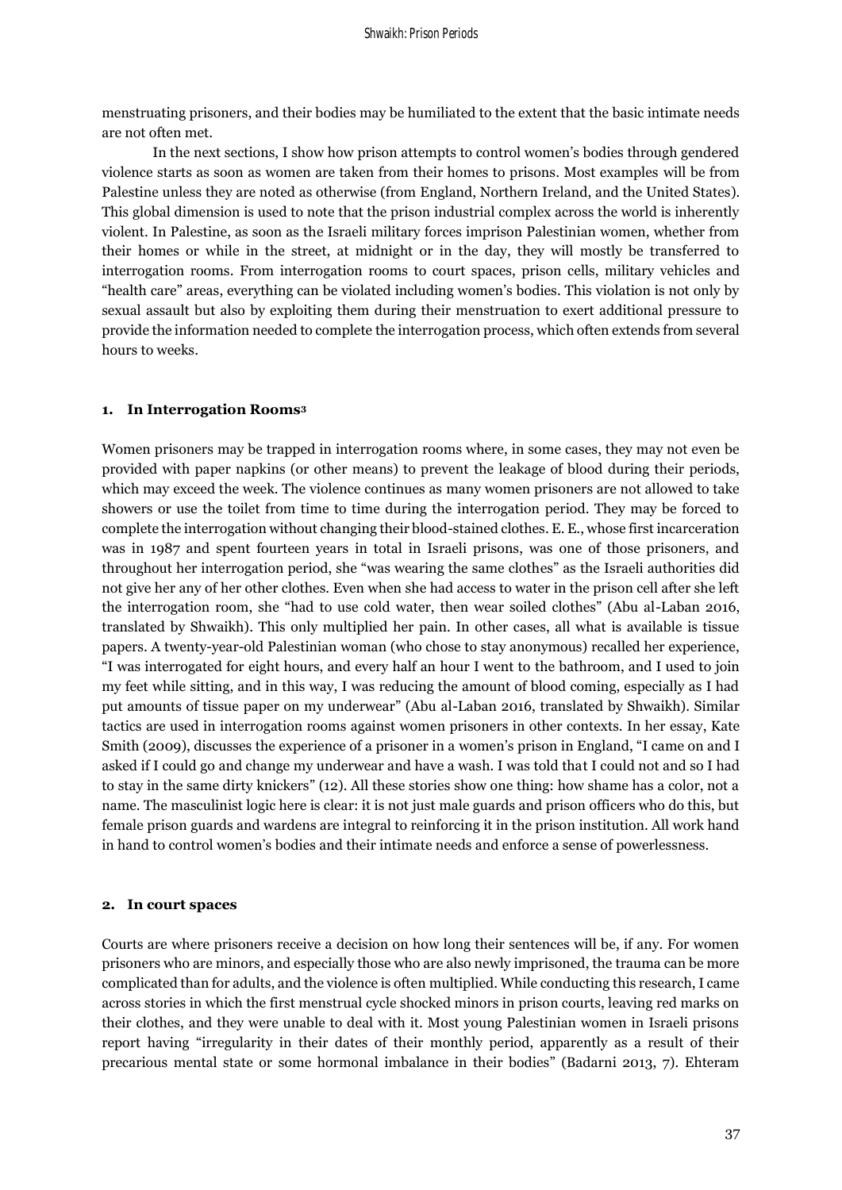menstruating prisoners, and their bodies may be humiliated to the extent that the basic intimate needs are not often met.

In the next sections, I show how prison attempts to control women's bodies through gendered violence starts as soon as women are taken from their homes to prisons. Most examples will be from Palestine unless they are noted as otherwise (from England, Northern Ireland, and the United States). This global dimension is used to note that the prison industrial complex across the world is inherently violent. In Palestine, as soon as the Israeli military forces imprison Palestinian women, whether from their homes or while in the street, at midnight or in the day, they will mostly be transferred to interrogation rooms. From interrogation rooms to court spaces, prison cells, military vehicles and "health care" areas, everything can be violated including women's bodies. This violation is not only by sexual assault but also by exploiting them during their menstruation to exert additional pressure to provide the information needed to complete the interrogation process, which often extends from several hours to weeks.

## 1. In Interrogation Rooms[3]

Women prisoners may be trapped in interrogation rooms where, in some cases, they may not even be provided with paper napkins (or other means) to prevent the leakage of blood during their periods, which may exceed the week. The violence continues as many women prisoners are not allowed to take showers or use the toilet from time to time during the interrogation period. They may be forced to complete the interrogation without changing their blood-stained clothes. E. E., whose first incarceration was in 1987 and spent fourteen years in total in Israeli prisons, was one of those prisoners, and throughout her interrogation period, she "was wearing the same clothes" as the Israeli authorities did not give her any of her other clothes. Even when she had access to water in the prison cell after she left the interrogation room, she "had to use cold water, then wear soiled clothes" (Abu al-Laban 2016, translated by Shwaikh). This only multiplied her pain. In other cases, all what is available is tissue papers. A twenty-year-old Palestinian woman (who chose to stay anonymous) recalled her experience, "I was interrogated for eight hours, and every half an hour I went to the bathroom, and I used to join my feet while sitting, and in this way, I was reducing the amount of blood coming, especially as I had put amounts of tissue paper on my underwear" (Abu al-Laban 2016, translated by Shwaikh). Similar tactics are used in interrogation rooms against women prisoners in other contexts. In her essay, Kate Smith (2009), discusses the experience of a prisoner in a women's prison in England, "I came on and I asked if I could go and change my underwear and have a wash. I was told that I could not and so I had to stay in the same dirty knickers" (12). All these stories show one thing: how shame has a color, not a name. The masculinist logic here is clear: it is not just male guards and prison officers who do this, but female prison guards and wardens are integral to reinforcing it in the prison institution. All work hand in hand to control women's bodies and their intimate needs and enforce a sense of powerlessness.

## 2. In court spaces

Courts are where prisoners receive a decision on how long their sentences will be, if any. For women prisoners who are minors, and especially those who are also newly imprisoned, the trauma can be more complicated than for adults, and the violence is often multiplied. While conducting this research, I came across stories in which the first menstrual cycle shocked minors in prison courts, leaving red marks on their clothes, and they were unable to deal with it. Most young Palestinian women in Israeli prisons report having "irregularity in their dates of their monthly period, apparently as a result of their precarious mental state or some hormonal imbalance in their bodies" (Badarni 2013, 7). Ehteram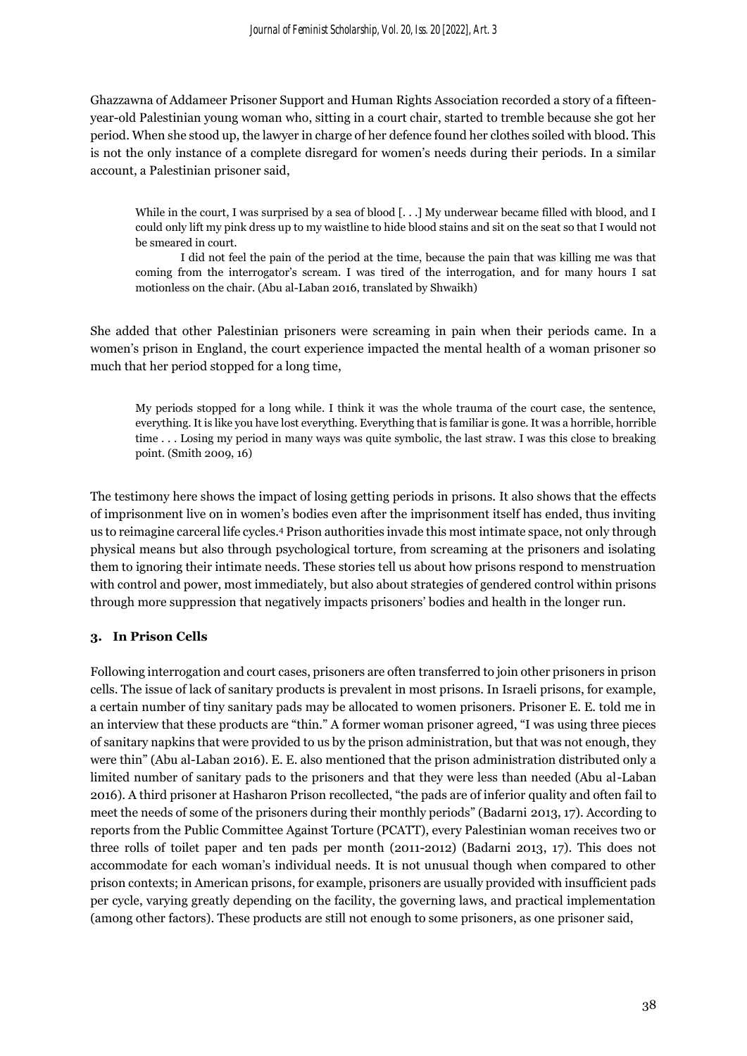Ghazzawna of Addameer Prisoner Support and Human Rights Association recorded a story of a fifteen-year-old Palestinian young woman who, sitting in a court chair, started to tremble because she got her period. When she stood up, the lawyer in charge of her defence found her clothes soiled with blood. This is not the only instance of a complete disregard for women's needs during their periods. In a similar account, a Palestinian prisoner said,

> While in the court, I was surprised by a sea of blood [. . .] My underwear became filled with blood, and I could only lift my pink dress up to my waistline to hide blood stains and sit on the seat so that I would not be smeared in court.
>
> I did not feel the pain of the period at the time, because the pain that was killing me was that coming from the interrogator's scream. I was tired of the interrogation, and for many hours I sat motionless on the chair. (Abu al-Laban 2016, translated by Shwaikh)

She added that other Palestinian prisoners were screaming in pain when their periods came. In a women's prison in England, the court experience impacted the mental health of a woman prisoner so much that her period stopped for a long time,

> My periods stopped for a long while. I think it was the whole trauma of the court case, the sentence, everything. It is like you have lost everything. Everything that is familiar is gone. It was a horrible, horrible time . . . Losing my period in many ways was quite symbolic, the last straw. I was this close to breaking point. (Smith 2009, 16)

The testimony here shows the impact of losing getting periods in prisons. It also shows that the effects of imprisonment live on in women's bodies even after the imprisonment itself has ended, thus inviting us to reimagine carceral life cycles.[4] Prison authorities invade this most intimate space, not only through physical means but also through psychological torture, from screaming at the prisoners and isolating them to ignoring their intimate needs. These stories tell us about how prisons respond to menstruation with control and power, most immediately, but also about strategies of gendered control within prisons through more suppression that negatively impacts prisoners' bodies and health in the longer run.

### 3. In Prison Cells

Following interrogation and court cases, prisoners are often transferred to join other prisoners in prison cells. The issue of lack of sanitary products is prevalent in most prisons. In Israeli prisons, for example, a certain number of tiny sanitary pads may be allocated to women prisoners. Prisoner E. E. told me in an interview that these products are "thin." A former woman prisoner agreed, "I was using three pieces of sanitary napkins that were provided to us by the prison administration, but that was not enough, they were thin" (Abu al-Laban 2016). E. E. also mentioned that the prison administration distributed only a limited number of sanitary pads to the prisoners and that they were less than needed (Abu al-Laban 2016). A third prisoner at Hasharon Prison recollected, "the pads are of inferior quality and often fail to meet the needs of some of the prisoners during their monthly periods" (Badarni 2013, 17). According to reports from the Public Committee Against Torture (PCATT), every Palestinian woman receives two or three rolls of toilet paper and ten pads per month (2011-2012) (Badarni 2013, 17). This does not accommodate for each woman's individual needs. It is not unusual though when compared to other prison contexts; in American prisons, for example, prisoners are usually provided with insufficient pads per cycle, varying greatly depending on the facility, the governing laws, and practical implementation (among other factors). These products are still not enough to some prisoners, as one prisoner said,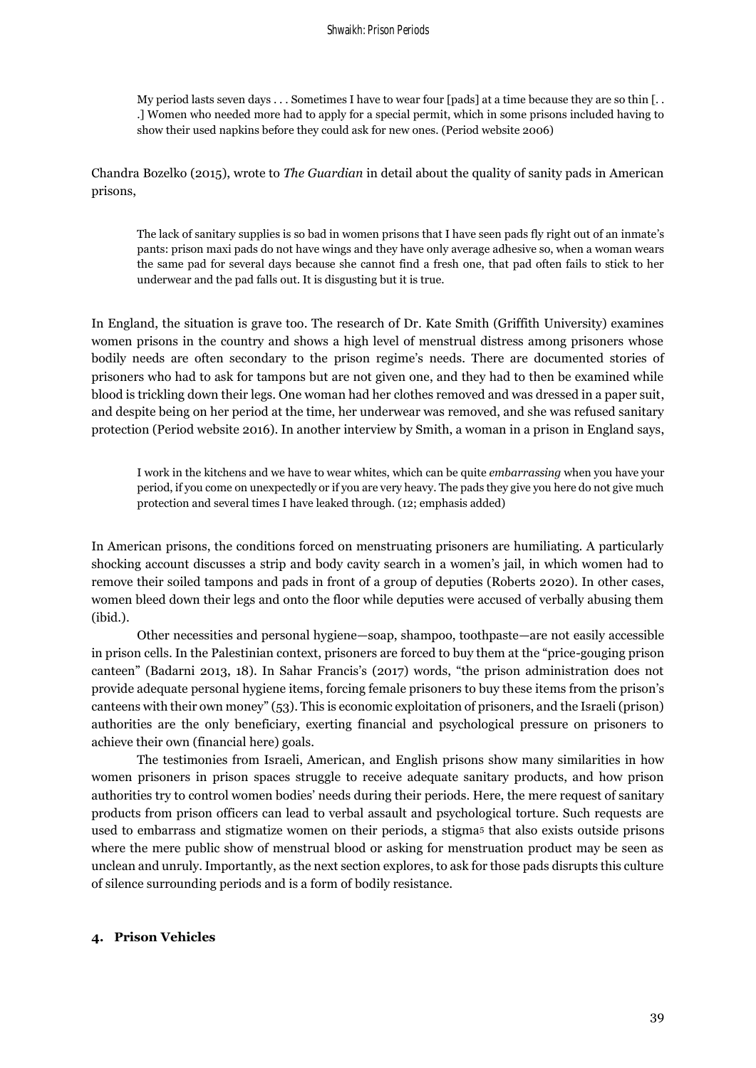> My period lasts seven days . . . Sometimes I have to wear four [pads] at a time because they are so thin [. . .] Women who needed more had to apply for a special permit, which in some prisons included having to show their used napkins before they could ask for new ones. (Period website 2006)

Chandra Bozelko (2015), wrote to *The Guardian* in detail about the quality of sanity pads in American prisons,

> The lack of sanitary supplies is so bad in women prisons that I have seen pads fly right out of an inmate's pants: prison maxi pads do not have wings and they have only average adhesive so, when a woman wears the same pad for several days because she cannot find a fresh one, that pad often fails to stick to her underwear and the pad falls out. It is disgusting but it is true.

In England, the situation is grave too. The research of Dr. Kate Smith (Griffith University) examines women prisons in the country and shows a high level of menstrual distress among prisoners whose bodily needs are often secondary to the prison regime's needs. There are documented stories of prisoners who had to ask for tampons but are not given one, and they had to then be examined while blood is trickling down their legs. One woman had her clothes removed and was dressed in a paper suit, and despite being on her period at the time, her underwear was removed, and she was refused sanitary protection (Period website 2016). In another interview by Smith, a woman in a prison in England says,

> I work in the kitchens and we have to wear whites, which can be quite *embarrassing* when you have your period, if you come on unexpectedly or if you are very heavy. The pads they give you here do not give much protection and several times I have leaked through. (12; emphasis added)

In American prisons, the conditions forced on menstruating prisoners are humiliating. A particularly shocking account discusses a strip and body cavity search in a women's jail, in which women had to remove their soiled tampons and pads in front of a group of deputies (Roberts 2020). In other cases, women bleed down their legs and onto the floor while deputies were accused of verbally abusing them (ibid.).

Other necessities and personal hygiene—soap, shampoo, toothpaste—are not easily accessible in prison cells. In the Palestinian context, prisoners are forced to buy them at the "price-gouging prison canteen" (Badarni 2013, 18). In Sahar Francis's (2017) words, "the prison administration does not provide adequate personal hygiene items, forcing female prisoners to buy these items from the prison's canteens with their own money" (53). This is economic exploitation of prisoners, and the Israeli (prison) authorities are the only beneficiary, exerting financial and psychological pressure on prisoners to achieve their own (financial here) goals.

The testimonies from Israeli, American, and English prisons show many similarities in how women prisoners in prison spaces struggle to receive adequate sanitary products, and how prison authorities try to control women bodies' needs during their periods. Here, the mere request of sanitary products from prison officers can lead to verbal assault and psychological torture. Such requests are used to embarrass and stigmatize women on their periods, a stigma[5] that also exists outside prisons where the mere public show of menstrual blood or asking for menstruation product may be seen as unclean and unruly. Importantly, as the next section explores, to ask for those pads disrupts this culture of silence surrounding periods and is a form of bodily resistance.

## 4. Prison Vehicles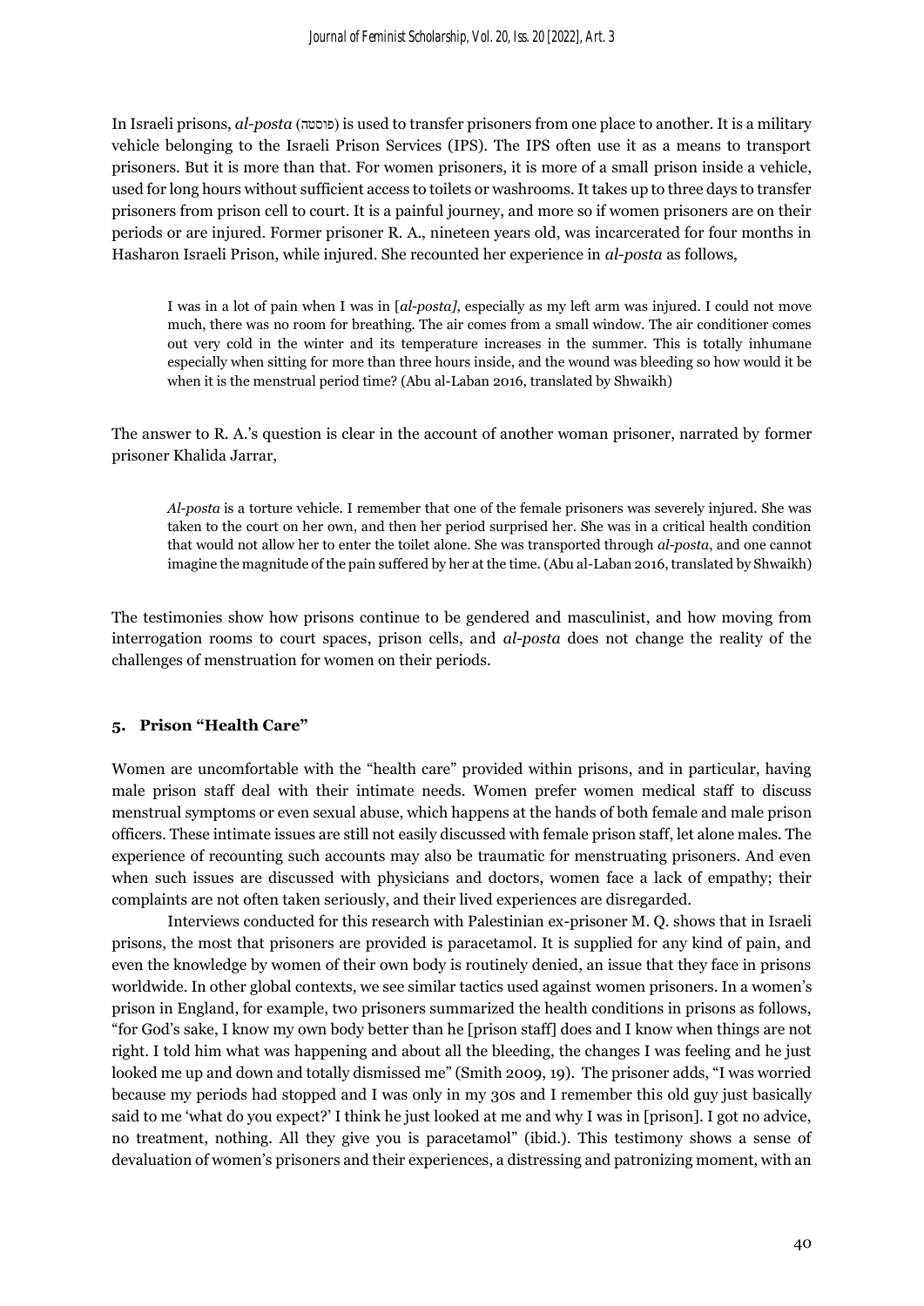In Israeli prisons, *al-posta* (פוסטה) is used to transfer prisoners from one place to another. It is a military vehicle belonging to the Israeli Prison Services (IPS). The IPS often use it as a means to transport prisoners. But it is more than that. For women prisoners, it is more of a small prison inside a vehicle, used for long hours without sufficient access to toilets or washrooms. It takes up to three days to transfer prisoners from prison cell to court. It is a painful journey, and more so if women prisoners are on their periods or are injured. Former prisoner R. A., nineteen years old, was incarcerated for four months in Hasharon Israeli Prison, while injured. She recounted her experience in *al-posta* as follows,

> I was in a lot of pain when I was in [*al-posta]*, especially as my left arm was injured. I could not move much, there was no room for breathing. The air comes from a small window. The air conditioner comes out very cold in the winter and its temperature increases in the summer. This is totally inhumane especially when sitting for more than three hours inside, and the wound was bleeding so how would it be when it is the menstrual period time? (Abu al-Laban 2016, translated by Shwaikh)

The answer to R. A.'s question is clear in the account of another woman prisoner, narrated by former prisoner Khalida Jarrar,

> *Al-posta* is a torture vehicle. I remember that one of the female prisoners was severely injured. She was taken to the court on her own, and then her period surprised her. She was in a critical health condition that would not allow her to enter the toilet alone. She was transported through *al-posta*, and one cannot imagine the magnitude of the pain suffered by her at the time. (Abu al-Laban 2016, translated by Shwaikh)

The testimonies show how prisons continue to be gendered and masculinist, and how moving from interrogation rooms to court spaces, prison cells, and *al-posta* does not change the reality of the challenges of menstruation for women on their periods.

## 5. Prison "Health Care"

Women are uncomfortable with the "health care" provided within prisons, and in particular, having male prison staff deal with their intimate needs. Women prefer women medical staff to discuss menstrual symptoms or even sexual abuse, which happens at the hands of both female and male prison officers. These intimate issues are still not easily discussed with female prison staff, let alone males. The experience of recounting such accounts may also be traumatic for menstruating prisoners. And even when such issues are discussed with physicians and doctors, women face a lack of empathy; their complaints are not often taken seriously, and their lived experiences are disregarded.

Interviews conducted for this research with Palestinian ex-prisoner M. Q. shows that in Israeli prisons, the most that prisoners are provided is paracetamol. It is supplied for any kind of pain, and even the knowledge by women of their own body is routinely denied, an issue that they face in prisons worldwide. In other global contexts, we see similar tactics used against women prisoners. In a women's prison in England, for example, two prisoners summarized the health conditions in prisons as follows, "for God's sake, I know my own body better than he [prison staff] does and I know when things are not right. I told him what was happening and about all the bleeding, the changes I was feeling and he just looked me up and down and totally dismissed me" (Smith 2009, 19). The prisoner adds, "I was worried because my periods had stopped and I was only in my 30s and I remember this old guy just basically said to me 'what do you expect?' I think he just looked at me and why I was in [prison]. I got no advice, no treatment, nothing. All they give you is paracetamol" (ibid.). This testimony shows a sense of devaluation of women's prisoners and their experiences, a distressing and patronizing moment, with an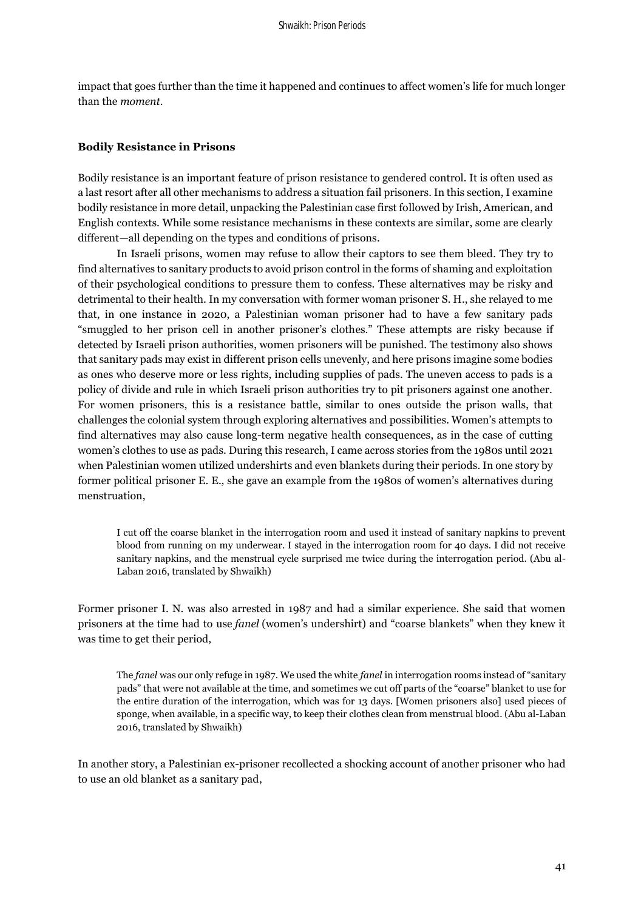impact that goes further than the time it happened and continues to affect women's life for much longer than the *moment*.

## Bodily Resistance in Prisons

Bodily resistance is an important feature of prison resistance to gendered control. It is often used as a last resort after all other mechanisms to address a situation fail prisoners. In this section, I examine bodily resistance in more detail, unpacking the Palestinian case first followed by Irish, American, and English contexts. While some resistance mechanisms in these contexts are similar, some are clearly different—all depending on the types and conditions of prisons.

In Israeli prisons, women may refuse to allow their captors to see them bleed. They try to find alternatives to sanitary products to avoid prison control in the forms of shaming and exploitation of their psychological conditions to pressure them to confess. These alternatives may be risky and detrimental to their health. In my conversation with former woman prisoner S. H., she relayed to me that, in one instance in 2020, a Palestinian woman prisoner had to have a few sanitary pads "smuggled to her prison cell in another prisoner's clothes." These attempts are risky because if detected by Israeli prison authorities, women prisoners will be punished. The testimony also shows that sanitary pads may exist in different prison cells unevenly, and here prisons imagine some bodies as ones who deserve more or less rights, including supplies of pads. The uneven access to pads is a policy of divide and rule in which Israeli prison authorities try to pit prisoners against one another. For women prisoners, this is a resistance battle, similar to ones outside the prison walls, that challenges the colonial system through exploring alternatives and possibilities. Women's attempts to find alternatives may also cause long-term negative health consequences, as in the case of cutting women's clothes to use as pads. During this research, I came across stories from the 1980s until 2021 when Palestinian women utilized undershirts and even blankets during their periods. In one story by former political prisoner E. E., she gave an example from the 1980s of women's alternatives during menstruation,

> I cut off the coarse blanket in the interrogation room and used it instead of sanitary napkins to prevent blood from running on my underwear. I stayed in the interrogation room for 40 days. I did not receive sanitary napkins, and the menstrual cycle surprised me twice during the interrogation period. (Abu al-Laban 2016, translated by Shwaikh)

Former prisoner I. N. was also arrested in 1987 and had a similar experience. She said that women prisoners at the time had to use *fanel* (women's undershirt) and "coarse blankets" when they knew it was time to get their period,

> The *fanel* was our only refuge in 1987. We used the white *fanel* in interrogation rooms instead of "sanitary pads" that were not available at the time, and sometimes we cut off parts of the "coarse" blanket to use for the entire duration of the interrogation, which was for 13 days. [Women prisoners also] used pieces of sponge, when available, in a specific way, to keep their clothes clean from menstrual blood. (Abu al-Laban 2016, translated by Shwaikh)

In another story, a Palestinian ex-prisoner recollected a shocking account of another prisoner who had to use an old blanket as a sanitary pad,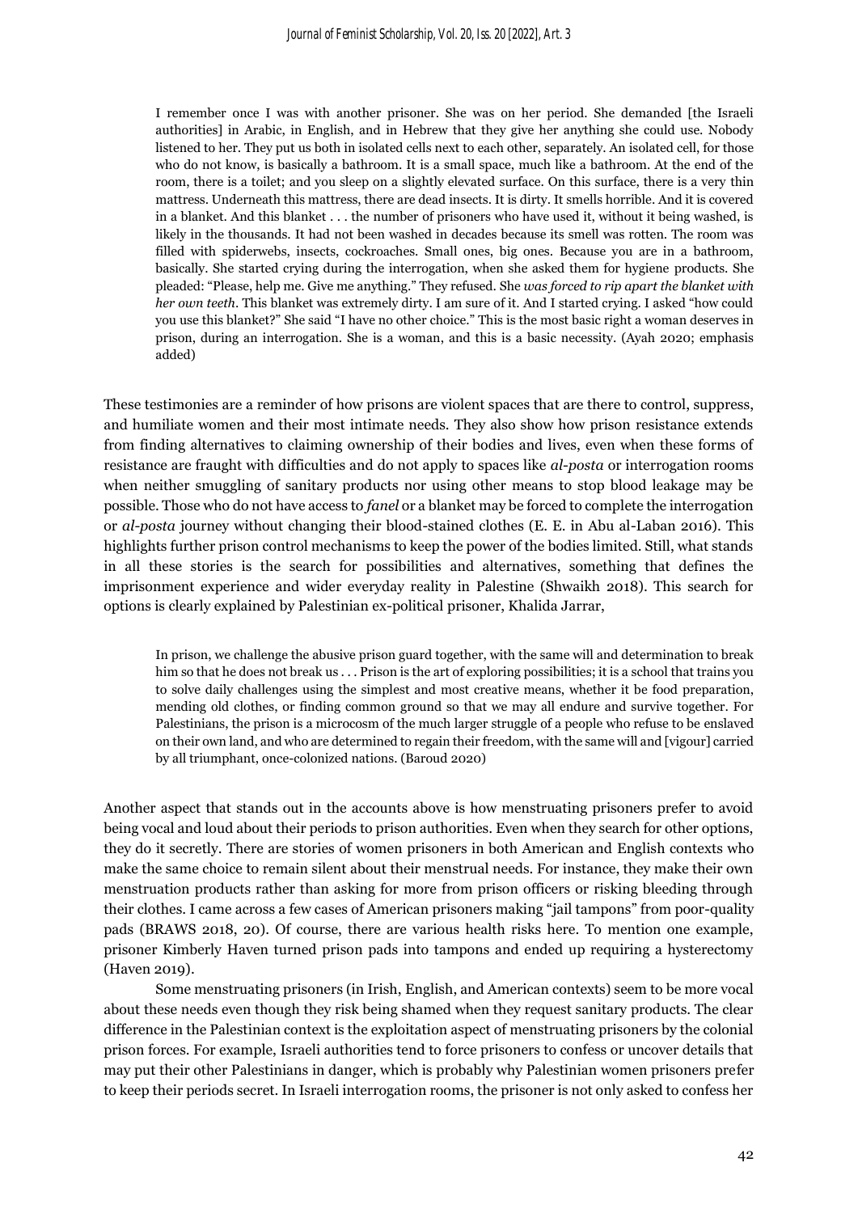> I remember once I was with another prisoner. She was on her period. She demanded [the Israeli authorities] in Arabic, in English, and in Hebrew that they give her anything she could use. Nobody listened to her. They put us both in isolated cells next to each other, separately. An isolated cell, for those who do not know, is basically a bathroom. It is a small space, much like a bathroom. At the end of the room, there is a toilet; and you sleep on a slightly elevated surface. On this surface, there is a very thin mattress. Underneath this mattress, there are dead insects. It is dirty. It smells horrible. And it is covered in a blanket. And this blanket . . . the number of prisoners who have used it, without it being washed, is likely in the thousands. It had not been washed in decades because its smell was rotten. The room was filled with spiderwebs, insects, cockroaches. Small ones, big ones. Because you are in a bathroom, basically. She started crying during the interrogation, when she asked them for hygiene products. She pleaded: "Please, help me. Give me anything." They refused. She *was forced to rip apart the blanket with her own teeth*. This blanket was extremely dirty. I am sure of it. And I started crying. I asked "how could you use this blanket?" She said "I have no other choice." This is the most basic right a woman deserves in prison, during an interrogation. She is a woman, and this is a basic necessity. (Ayah 2020; emphasis added)

These testimonies are a reminder of how prisons are violent spaces that are there to control, suppress, and humiliate women and their most intimate needs. They also show how prison resistance extends from finding alternatives to claiming ownership of their bodies and lives, even when these forms of resistance are fraught with difficulties and do not apply to spaces like *al-posta* or interrogation rooms when neither smuggling of sanitary products nor using other means to stop blood leakage may be possible. Those who do not have access to *fanel* or a blanket may be forced to complete the interrogation or *al-posta* journey without changing their blood-stained clothes (E. E. in Abu al-Laban 2016). This highlights further prison control mechanisms to keep the power of the bodies limited. Still, what stands in all these stories is the search for possibilities and alternatives, something that defines the imprisonment experience and wider everyday reality in Palestine (Shwaikh 2018). This search for options is clearly explained by Palestinian ex-political prisoner, Khalida Jarrar,

> In prison, we challenge the abusive prison guard together, with the same will and determination to break him so that he does not break us . . . Prison is the art of exploring possibilities; it is a school that trains you to solve daily challenges using the simplest and most creative means, whether it be food preparation, mending old clothes, or finding common ground so that we may all endure and survive together. For Palestinians, the prison is a microcosm of the much larger struggle of a people who refuse to be enslaved on their own land, and who are determined to regain their freedom, with the same will and [vigour] carried by all triumphant, once-colonized nations. (Baroud 2020)

Another aspect that stands out in the accounts above is how menstruating prisoners prefer to avoid being vocal and loud about their periods to prison authorities. Even when they search for other options, they do it secretly. There are stories of women prisoners in both American and English contexts who make the same choice to remain silent about their menstrual needs. For instance, they make their own menstruation products rather than asking for more from prison officers or risking bleeding through their clothes. I came across a few cases of American prisoners making "jail tampons" from poor-quality pads (BRAWS 2018, 20). Of course, there are various health risks here. To mention one example, prisoner Kimberly Haven turned prison pads into tampons and ended up requiring a hysterectomy (Haven 2019).

Some menstruating prisoners (in Irish, English, and American contexts) seem to be more vocal about these needs even though they risk being shamed when they request sanitary products. The clear difference in the Palestinian context is the exploitation aspect of menstruating prisoners by the colonial prison forces. For example, Israeli authorities tend to force prisoners to confess or uncover details that may put their other Palestinians in danger, which is probably why Palestinian women prisoners prefer to keep their periods secret. In Israeli interrogation rooms, the prisoner is not only asked to confess her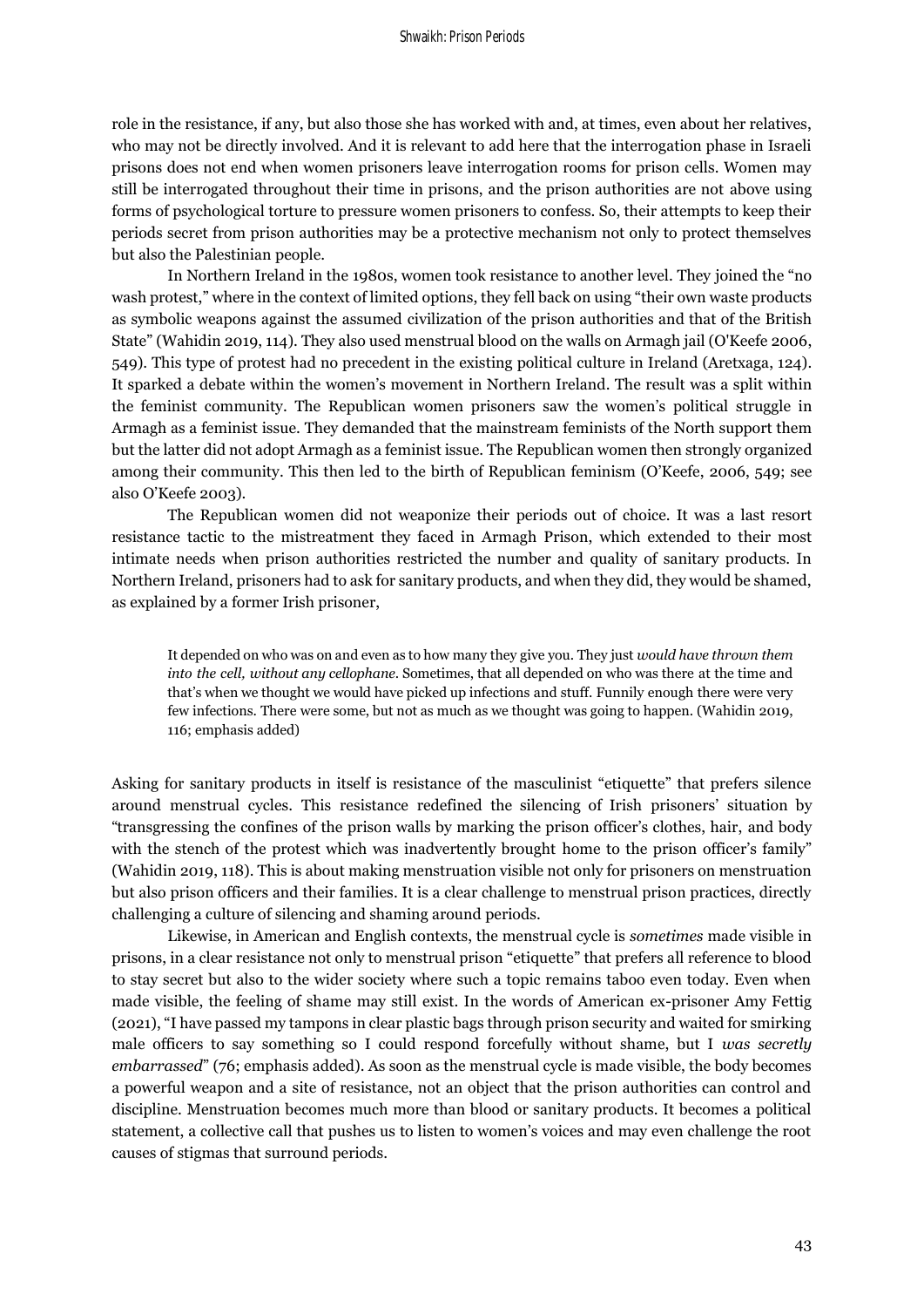role in the resistance, if any, but also those she has worked with and, at times, even about her relatives, who may not be directly involved. And it is relevant to add here that the interrogation phase in Israeli prisons does not end when women prisoners leave interrogation rooms for prison cells. Women may still be interrogated throughout their time in prisons, and the prison authorities are not above using forms of psychological torture to pressure women prisoners to confess. So, their attempts to keep their periods secret from prison authorities may be a protective mechanism not only to protect themselves but also the Palestinian people.

In Northern Ireland in the 1980s, women took resistance to another level. They joined the "no wash protest," where in the context of limited options, they fell back on using "their own waste products as symbolic weapons against the assumed civilization of the prison authorities and that of the British State" (Wahidin 2019, 114). They also used menstrual blood on the walls on Armagh jail (O'Keefe 2006, 549). This type of protest had no precedent in the existing political culture in Ireland (Aretxaga, 124). It sparked a debate within the women's movement in Northern Ireland. The result was a split within the feminist community. The Republican women prisoners saw the women's political struggle in Armagh as a feminist issue. They demanded that the mainstream feminists of the North support them but the latter did not adopt Armagh as a feminist issue. The Republican women then strongly organized among their community. This then led to the birth of Republican feminism (O'Keefe, 2006, 549; see also O'Keefe 2003).

The Republican women did not weaponize their periods out of choice. It was a last resort resistance tactic to the mistreatment they faced in Armagh Prison, which extended to their most intimate needs when prison authorities restricted the number and quality of sanitary products. In Northern Ireland, prisoners had to ask for sanitary products, and when they did, they would be shamed, as explained by a former Irish prisoner,

> It depended on who was on and even as to how many they give you. They just *would have thrown them into the cell, without any cellophane*. Sometimes, that all depended on who was there at the time and that's when we thought we would have picked up infections and stuff. Funnily enough there were very few infections. There were some, but not as much as we thought was going to happen. (Wahidin 2019, 116; emphasis added)

Asking for sanitary products in itself is resistance of the masculinist "etiquette" that prefers silence around menstrual cycles. This resistance redefined the silencing of Irish prisoners' situation by "transgressing the confines of the prison walls by marking the prison officer's clothes, hair, and body with the stench of the protest which was inadvertently brought home to the prison officer's family" (Wahidin 2019, 118). This is about making menstruation visible not only for prisoners on menstruation but also prison officers and their families. It is a clear challenge to menstrual prison practices, directly challenging a culture of silencing and shaming around periods.

Likewise, in American and English contexts, the menstrual cycle is *sometimes* made visible in prisons, in a clear resistance not only to menstrual prison "etiquette" that prefers all reference to blood to stay secret but also to the wider society where such a topic remains taboo even today. Even when made visible, the feeling of shame may still exist. In the words of American ex-prisoner Amy Fettig (2021), "I have passed my tampons in clear plastic bags through prison security and waited for smirking male officers to say something so I could respond forcefully without shame, but I *was secretly embarrassed*" (76; emphasis added). As soon as the menstrual cycle is made visible, the body becomes a powerful weapon and a site of resistance, not an object that the prison authorities can control and discipline. Menstruation becomes much more than blood or sanitary products. It becomes a political statement, a collective call that pushes us to listen to women's voices and may even challenge the root causes of stigmas that surround periods.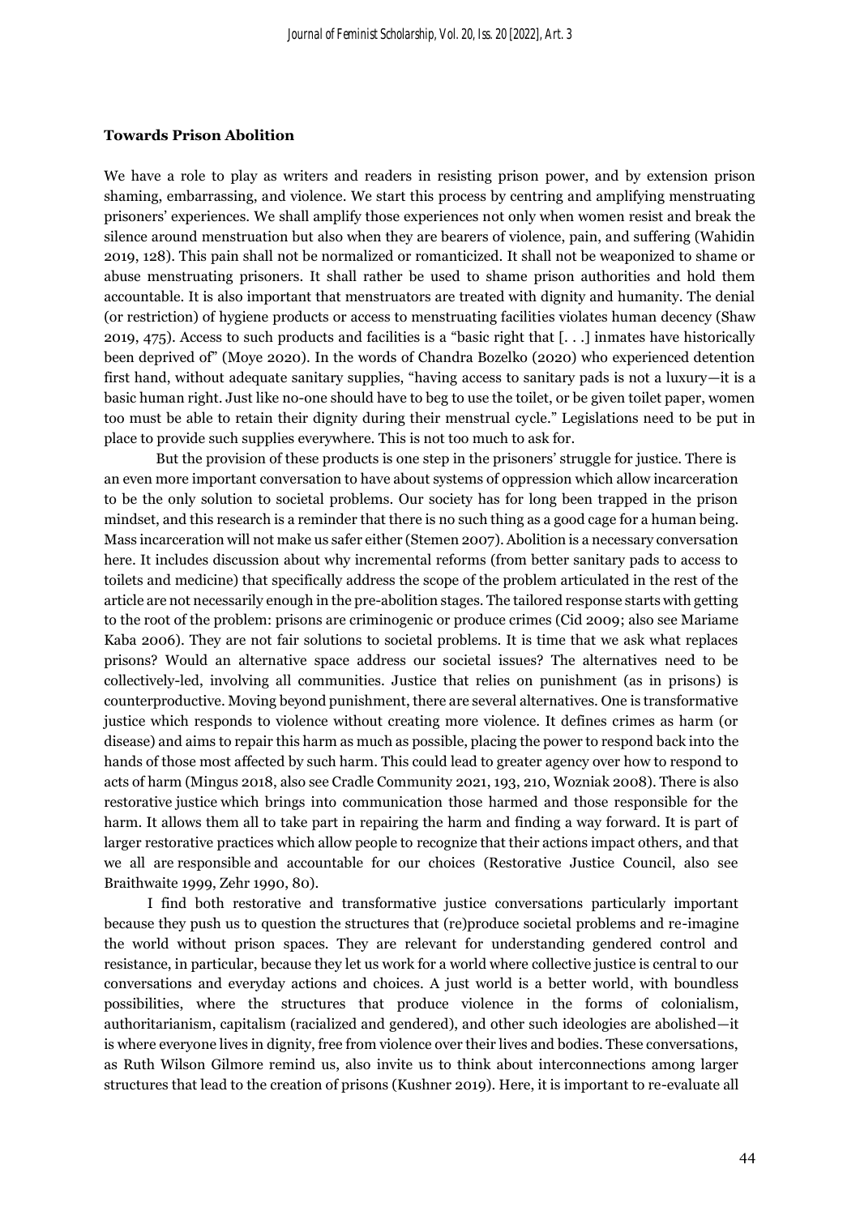**Towards Prison Abolition**

We have a role to play as writers and readers in resisting prison power, and by extension prison shaming, embarrassing, and violence. We start this process by centring and amplifying menstruating prisoners' experiences. We shall amplify those experiences not only when women resist and break the silence around menstruation but also when they are bearers of violence, pain, and suffering (Wahidin 2019, 128). This pain shall not be normalized or romanticized. It shall not be weaponized to shame or abuse menstruating prisoners. It shall rather be used to shame prison authorities and hold them accountable. It is also important that menstruators are treated with dignity and humanity. The denial (or restriction) of hygiene products or access to menstruating facilities violates human decency (Shaw 2019, 475). Access to such products and facilities is a "basic right that [. . .] inmates have historically been deprived of" (Moye 2020). In the words of Chandra Bozelko (2020) who experienced detention first hand, without adequate sanitary supplies, "having access to sanitary pads is not a luxury—it is a basic human right. Just like no-one should have to beg to use the toilet, or be given toilet paper, women too must be able to retain their dignity during their menstrual cycle." Legislations need to be put in place to provide such supplies everywhere. This is not too much to ask for.

But the provision of these products is one step in the prisoners' struggle for justice. There is an even more important conversation to have about systems of oppression which allow incarceration to be the only solution to societal problems. Our society has for long been trapped in the prison mindset, and this research is a reminder that there is no such thing as a good cage for a human being. Mass incarceration will not make us safer either (Stemen 2007). Abolition is a necessary conversation here. It includes discussion about why incremental reforms (from better sanitary pads to access to toilets and medicine) that specifically address the scope of the problem articulated in the rest of the article are not necessarily enough in the pre-abolition stages. The tailored response starts with getting to the root of the problem: prisons are criminogenic or produce crimes (Cid 2009; also see Mariame Kaba 2006). They are not fair solutions to societal problems. It is time that we ask what replaces prisons? Would an alternative space address our societal issues? The alternatives need to be collectively-led, involving all communities. Justice that relies on punishment (as in prisons) is counterproductive. Moving beyond punishment, there are several alternatives. One is transformative justice which responds to violence without creating more violence. It defines crimes as harm (or disease) and aims to repair this harm as much as possible, placing the power to respond back into the hands of those most affected by such harm. This could lead to greater agency over how to respond to acts of harm (Mingus 2018, also see Cradle Community 2021, 193, 210, Wozniak 2008). There is also restorative justice which brings into communication those harmed and those responsible for the harm. It allows them all to take part in repairing the harm and finding a way forward. It is part of larger restorative practices which allow people to recognize that their actions impact others, and that we all are responsible and accountable for our choices (Restorative Justice Council, also see Braithwaite 1999, Zehr 1990, 80).

I find both restorative and transformative justice conversations particularly important because they push us to question the structures that (re)produce societal problems and re-imagine the world without prison spaces. They are relevant for understanding gendered control and resistance, in particular, because they let us work for a world where collective justice is central to our conversations and everyday actions and choices. A just world is a better world, with boundless possibilities, where the structures that produce violence in the forms of colonialism, authoritarianism, capitalism (racialized and gendered), and other such ideologies are abolished—it is where everyone lives in dignity, free from violence over their lives and bodies. These conversations, as Ruth Wilson Gilmore remind us, also invite us to think about interconnections among larger structures that lead to the creation of prisons (Kushner 2019). Here, it is important to re-evaluate all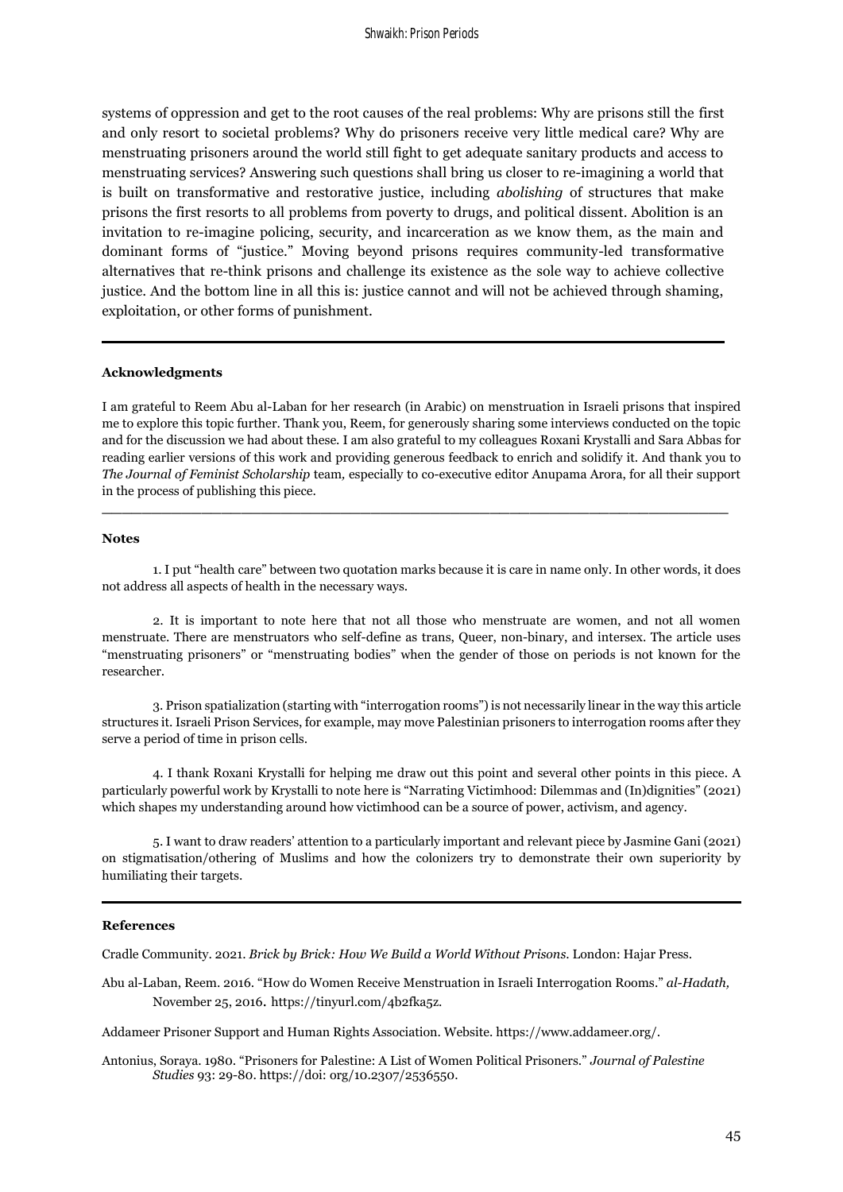systems of oppression and get to the root causes of the real problems: Why are prisons still the first and only resort to societal problems? Why do prisoners receive very little medical care? Why are menstruating prisoners around the world still fight to get adequate sanitary products and access to menstruating services? Answering such questions shall bring us closer to re-imagining a world that is built on transformative and restorative justice, including *abolishing* of structures that make prisons the first resorts to all problems from poverty to drugs, and political dissent. Abolition is an invitation to re-imagine policing, security, and incarceration as we know them, as the main and dominant forms of "justice." Moving beyond prisons requires community-led transformative alternatives that re-think prisons and challenge its existence as the sole way to achieve collective justice. And the bottom line in all this is: justice cannot and will not be achieved through shaming, exploitation, or other forms of punishment.

---

**Acknowledgments**

I am grateful to Reem Abu al-Laban for her research (in Arabic) on menstruation in Israeli prisons that inspired me to explore this topic further. Thank you, Reem, for generously sharing some interviews conducted on the topic and for the discussion we had about these. I am also grateful to my colleagues Roxani Krystalli and Sara Abbas for reading earlier versions of this work and providing generous feedback to enrich and solidify it. And thank you to *The Journal of Feminist Scholarship* team, especially to co-executive editor Anupama Arora, for all their support in the process of publishing this piece.

---

**Notes**

1. I put "health care" between two quotation marks because it is care in name only. In other words, it does not address all aspects of health in the necessary ways.

2. It is important to note here that not all those who menstruate are women, and not all women menstruate. There are menstruators who self-define as trans, Queer, non-binary, and intersex. The article uses "menstruating prisoners" or "menstruating bodies" when the gender of those on periods is not known for the researcher.

3. Prison spatialization (starting with "interrogation rooms") is not necessarily linear in the way this article structures it. Israeli Prison Services, for example, may move Palestinian prisoners to interrogation rooms after they serve a period of time in prison cells.

4. I thank Roxani Krystalli for helping me draw out this point and several other points in this piece. A particularly powerful work by Krystalli to note here is "Narrating Victimhood: Dilemmas and (In)dignities" (2021) which shapes my understanding around how victimhood can be a source of power, activism, and agency.

5. I want to draw readers' attention to a particularly important and relevant piece by Jasmine Gani (2021) on stigmatisation/othering of Muslims and how the colonizers try to demonstrate their own superiority by humiliating their targets.

---

**References**

Cradle Community. 2021. *Brick by Brick: How We Build a World Without Prisons*. London: Hajar Press.

Abu al-Laban, Reem. 2016. "How do Women Receive Menstruation in Israeli Interrogation Rooms." *al-Hadath,* November 25, 2016. https://tinyurl.com/4b2fka5z.

Addameer Prisoner Support and Human Rights Association. Website. https://www.addameer.org/.

Antonius, Soraya. 1980. "Prisoners for Palestine: A List of Women Political Prisoners." *Journal of Palestine Studies* 93: 29-80. https://doi: org/10.2307/2536550.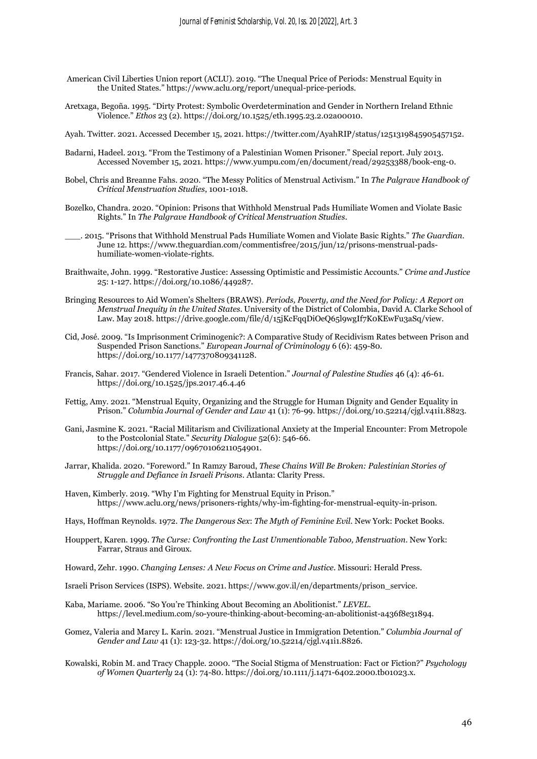American Civil Liberties Union report (ACLU). 2019. "The Unequal Price of Periods: Menstrual Equity in the United States." https://www.aclu.org/report/unequal-price-periods.

Aretxaga, Begoña. 1995. "Dirty Protest: Symbolic Overdetermination and Gender in Northern Ireland Ethnic Violence." *Ethos* 23 (2). https://doi.org/10.1525/eth.1995.23.2.02a00010.

Ayah. Twitter. 2021. Accessed December 15, 2021. https://twitter.com/AyahRIP/status/1251319845905457152.

Badarni, Hadeel. 2013. "From the Testimony of a Palestinian Women Prisoner." Special report. July 2013. Accessed November 15, 2021. https://www.yumpu.com/en/document/read/29253388/book-eng-0.

Bobel, Chris and Breanne Fahs. 2020. "The Messy Politics of Menstrual Activism." In *The Palgrave Handbook of Critical Menstruation Studies*, 1001-1018.

Bozelko, Chandra. 2020. "Opinion: Prisons that Withhold Menstrual Pads Humiliate Women and Violate Basic Rights." In *The Palgrave Handbook of Critical Menstruation Studies*.

\_\_\_. 2015. "Prisons that Withhold Menstrual Pads Humiliate Women and Violate Basic Rights." *The Guardian*. June 12. https://www.theguardian.com/commentisfree/2015/jun/12/prisons-menstrual-pads-humiliate-women-violate-rights.

Braithwaite, John. 1999. "Restorative Justice: Assessing Optimistic and Pessimistic Accounts." *Crime and Justice* 25: 1-127. https://doi.org/10.1086/449287.

Bringing Resources to Aid Women's Shelters (BRAWS). *Periods, Poverty, and the Need for Policy: A Report on Menstrual Inequity in the United States*. University of the District of Colombia, David A. Clarke School of Law. May 2018. https://drive.google.com/file/d/15jKcFqqDiOeQ65l9wgIf7K0KEwFu3aSq/view.

Cid, José. 2009. "Is Imprisonment Criminogenic?: A Comparative Study of Recidivism Rates between Prison and Suspended Prison Sanctions." *European Journal of Criminology* 6 (6): 459-80. https://doi.org/10.1177/1477370809341128.

Francis, Sahar. 2017. "Gendered Violence in Israeli Detention." *Journal of Palestine Studies* 46 (4): 46-61. https://doi.org/10.1525/jps.2017.46.4.46

Fettig, Amy. 2021. "Menstrual Equity, Organizing and the Struggle for Human Dignity and Gender Equality in Prison." *Columbia Journal of Gender and Law* 41 (1): 76-99. https://doi.org/10.52214/cjgl.v41i1.8823.

Gani, Jasmine K. 2021. "Racial Militarism and Civilizational Anxiety at the Imperial Encounter: From Metropole to the Postcolonial State." *Security Dialogue* 52(6): 546-66. https://doi.org/10.1177/09670106211054901.

Jarrar, Khalida. 2020. "Foreword." In Ramzy Baroud, *These Chains Will Be Broken: Palestinian Stories of Struggle and Defiance in Israeli Prisons*. Atlanta: Clarity Press.

Haven, Kimberly. 2019. "Why I'm Fighting for Menstrual Equity in Prison." https://www.aclu.org/news/prisoners-rights/why-im-fighting-for-menstrual-equity-in-prison.

Hays, Hoffman Reynolds. 1972. *The Dangerous Sex*: *The Myth of Feminine Evil*. New York: Pocket Books.

Houppert, Karen. 1999. *The Curse: Confronting the Last Unmentionable Taboo, Menstruation*. New York: Farrar, Straus and Giroux.

Howard, Zehr. 1990. *Changing Lenses: A New Focus on Crime and Justice*. Missouri: Herald Press.

Israeli Prison Services (ISPS). Website. 2021. https://www.gov.il/en/departments/prison_service.

Kaba, Mariame. 2006. "So You're Thinking About Becoming an Abolitionist." *LEVEL*. https://level.medium.com/so-youre-thinking-about-becoming-an-abolitionist-a436f8e31894.

Gomez, Valeria and Marcy L. Karin. 2021. "Menstrual Justice in Immigration Detention." *Columbia Journal of Gender and Law* 41 (1): 123-32. https://doi.org/10.52214/cjgl.v41i1.8826.

Kowalski, Robin M. and Tracy Chapple. 2000. "The Social Stigma of Menstruation: Fact or Fiction?" *Psychology of Women Quarterly* 24 (1): 74-80. https://doi.org/10.1111/j.1471-6402.2000.tb01023.x.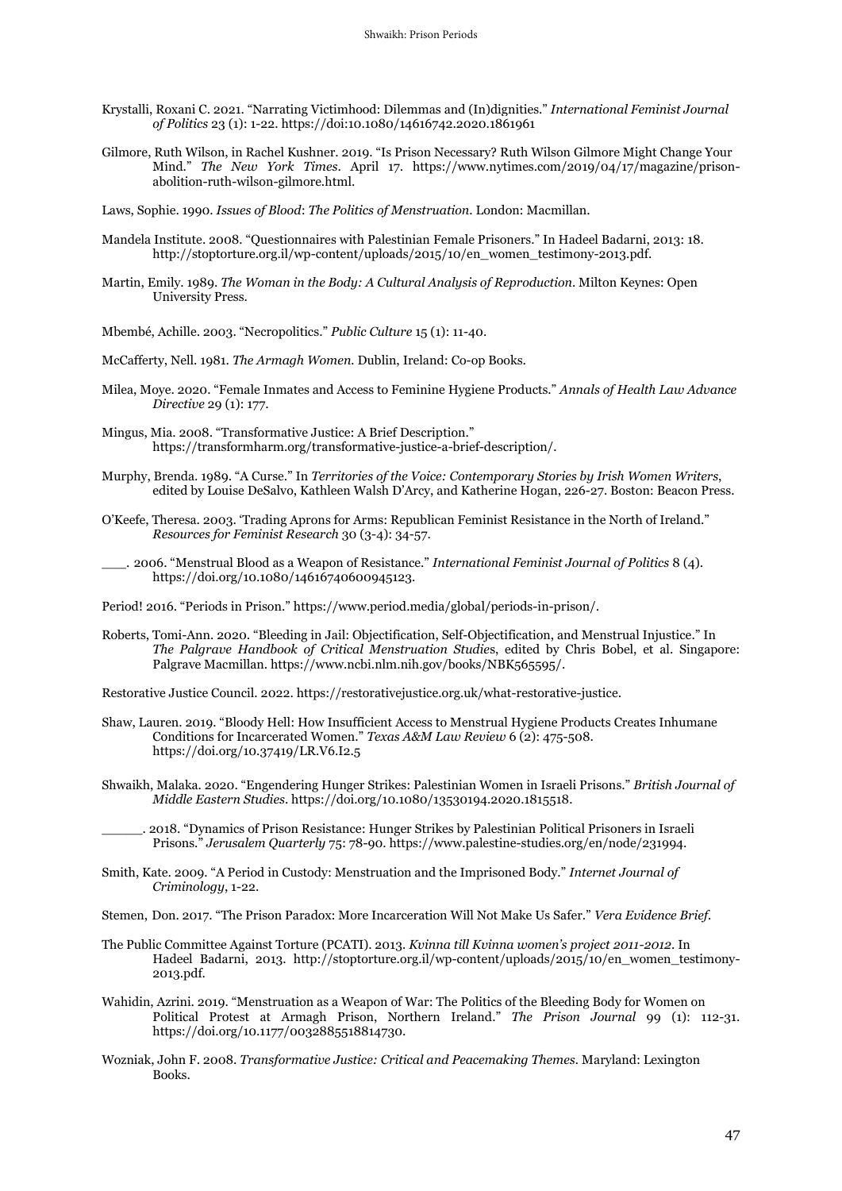Krystalli, Roxani C. 2021. "Narrating Victimhood: Dilemmas and (In)dignities." *International Feminist Journal of Politics* 23 (1): 1-22. https://doi:10.1080/14616742.2020.1861961

Gilmore, Ruth Wilson, in Rachel Kushner. 2019. "Is Prison Necessary? Ruth Wilson Gilmore Might Change Your Mind." *The New York Times*. April 17. https://www.nytimes.com/2019/04/17/magazine/prison-abolition-ruth-wilson-gilmore.html.

Laws, Sophie. 1990. *Issues of Blood*: *The Politics of Menstruation*. London: Macmillan.

Mandela Institute. 2008. "Questionnaires with Palestinian Female Prisoners." In Hadeel Badarni, 2013: 18. http://stoptorture.org.il/wp-content/uploads/2015/10/en_women_testimony-2013.pdf.

Martin, Emily. 1989. *The Woman in the Body: A Cultural Analysis of Reproduction*. Milton Keynes: Open University Press.

Mbembé, Achille. 2003. "Necropolitics." *Public Culture* 15 (1): 11-40.

McCafferty, Nell. 1981. *The Armagh Women*. Dublin, Ireland: Co-op Books.

Milea, Moye. 2020. "Female Inmates and Access to Feminine Hygiene Products." *Annals of Health Law Advance Directive* 29 (1): 177.

Mingus, Mia. 2008. "Transformative Justice: A Brief Description." https://transformharm.org/transformative-justice-a-brief-description/.

Murphy, Brenda. 1989. "A Curse." In *Territories of the Voice: Contemporary Stories by Irish Women Writers*, edited by Louise DeSalvo, Kathleen Walsh D'Arcy, and Katherine Hogan, 226-27. Boston: Beacon Press.

O'Keefe, Theresa. 2003. 'Trading Aprons for Arms: Republican Feminist Resistance in the North of Ireland." *Resources for Feminist Research* 30 (3-4): 34-57.

___. 2006. "Menstrual Blood as a Weapon of Resistance." *International Feminist Journal of Politics* 8 (4). https://doi.org/10.1080/14616740600945123.

Period! 2016. "Periods in Prison." https://www.period.media/global/periods-in-prison/.

Roberts, Tomi-Ann. 2020. "Bleeding in Jail: Objectification, Self-Objectification, and Menstrual Injustice." In *The Palgrave Handbook of Critical Menstruation Studies*, edited by Chris Bobel, et al. Singapore: Palgrave Macmillan. https://www.ncbi.nlm.nih.gov/books/NBK565595/.

Restorative Justice Council. 2022. https://restorativejustice.org.uk/what-restorative-justice.

Shaw, Lauren. 2019. "Bloody Hell: How Insufficient Access to Menstrual Hygiene Products Creates Inhumane Conditions for Incarcerated Women." *Texas A&M Law Review* 6 (2): 475-508. https://doi.org/10.37419/LR.V6.I2.5

Shwaikh, Malaka. 2020. "Engendering Hunger Strikes: Palestinian Women in Israeli Prisons." *British Journal of Middle Eastern Studies*. https://doi.org/10.1080/13530194.2020.1815518.

_____. 2018. "Dynamics of Prison Resistance: Hunger Strikes by Palestinian Political Prisoners in Israeli Prisons." *Jerusalem Quarterly* 75: 78-90. https://www.palestine-studies.org/en/node/231994.

Smith, Kate. 2009. "A Period in Custody: Menstruation and the Imprisoned Body." *Internet Journal of Criminology*, 1-22.

Stemen, Don. 2017. "The Prison Paradox: More Incarceration Will Not Make Us Safer." *Vera Evidence Brief*.

The Public Committee Against Torture (PCATI). 2013. *Kvinna till Kvinna women's project 2011-2012*. In Hadeel Badarni, 2013. http://stoptorture.org.il/wp-content/uploads/2015/10/en_women_testimony-2013.pdf.

Wahidin, Azrini. 2019. "Menstruation as a Weapon of War: The Politics of the Bleeding Body for Women on Political Protest at Armagh Prison, Northern Ireland." *The Prison Journal* 99 (1): 112-31. https://doi.org/10.1177/0032885518814730.

Wozniak, John F. 2008. *Transformative Justice: Critical and Peacemaking Themes*. Maryland: Lexington Books.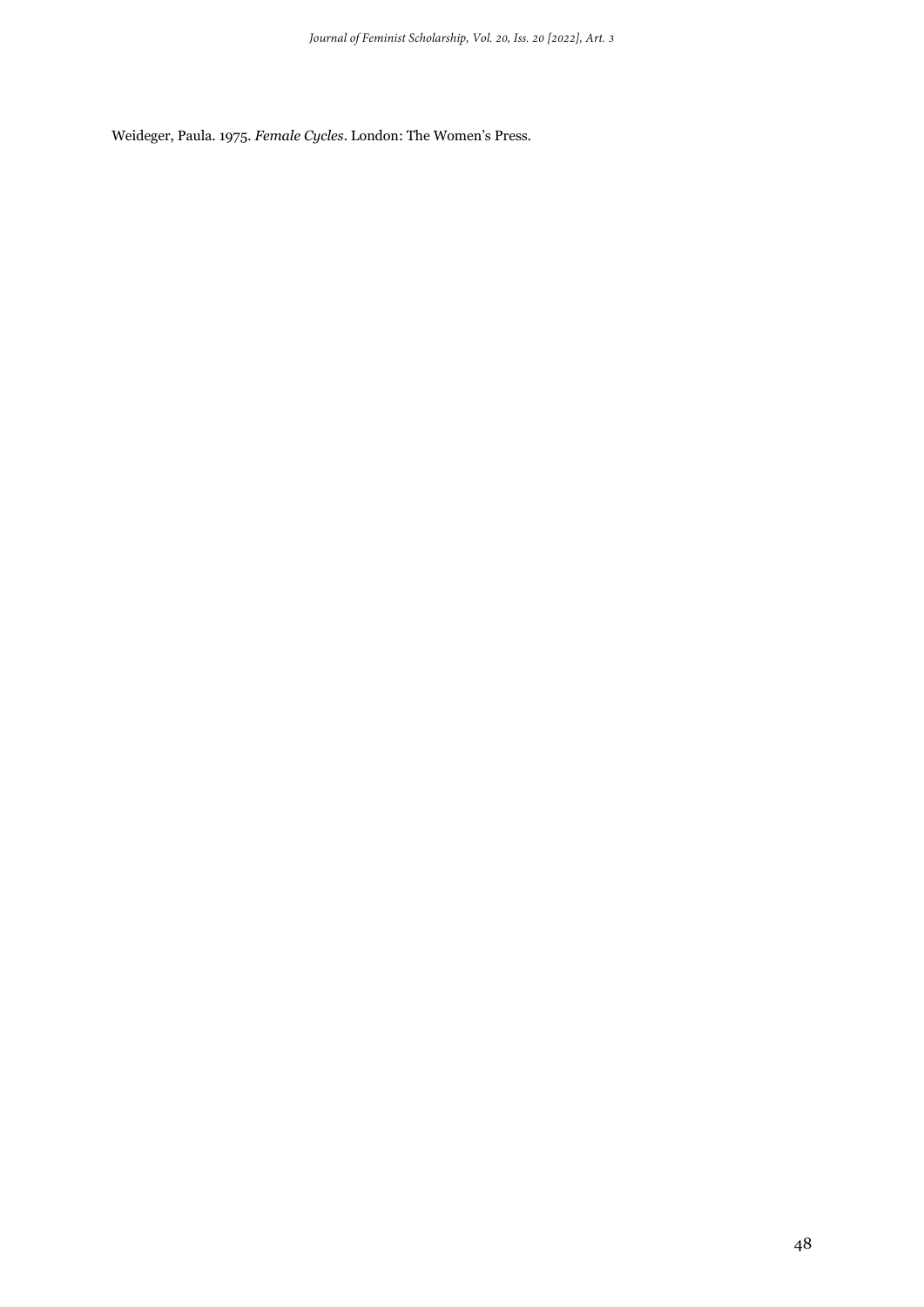Weideger, Paula. 1975. *Female Cycles*. London: The Women's Press.